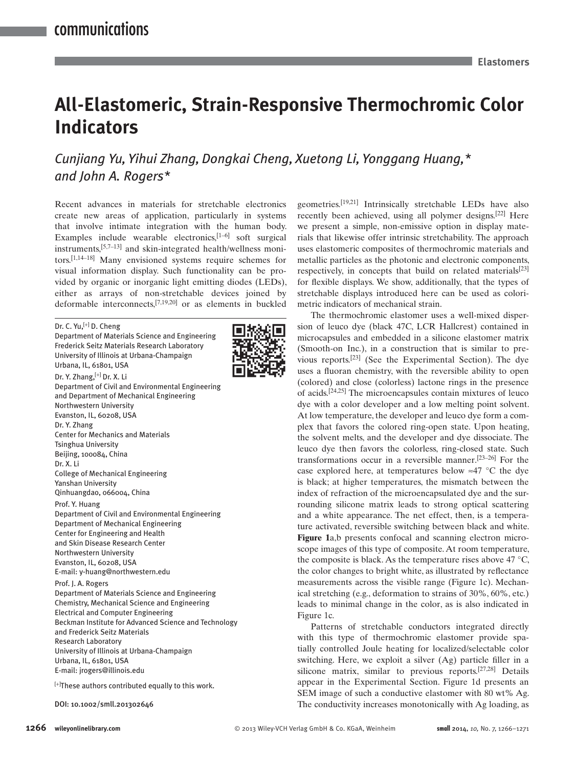# All-Elastomeric, Strain-Responsive Thermochromic Color Indicators

*Cunjiang Yu, Yihui Zhang, Dongkai Cheng, Xuetong Li, Yonggang Huang,\* and John A. Rogers\**

Recent advances in materials for stretchable electronics create new areas of application, particularly in systems that involve intimate integration with the human body. Examples include wearable electronics,[1–6] soft surgical instruments,[5,7–13] and skin-integrated health/wellness monitors.[1,14–18] Many envisioned systems require schemes for visual information display. Such functionality can be provided by organic or inorganic light emitting diodes (LEDs), either as arrays of non-stretchable devices joined by deformable interconnects,[7,19,20] or as elements in buckled geometries.[19,21] Intrinsically stretchable LEDs have also recently been achieved, using all polymer designs.[22] Here we present a simple, non-emissive option in display materials that likewise offer intrinsic stretchability. The approach uses elastomeric composites of thermochromic materials and metallic particles as the photonic and electronic components, respectively, in concepts that build on related materials[23] for flexible displays. We show, additionally, that the types of stretchable displays introduced here can be used as colorimetric indicators of mechanical strain.

The thermochromic elastomer uses a well-mixed dispersion of leuco dye (black 47C, LCR Hallcrest) contained in microcapsules and embedded in a silicone elastomer matrix (Smooth-on Inc.), in a construction that is similar to previous reports.[23] (See the Experimental Section). The dye uses a fluoran chemistry, with the reversible ability to open (colored) and close (colorless) lactone rings in the presence of acids.[24,25] The microencapsules contain mixtures of leuco dye with a color developer and a low melting point solvent. At low temperature, the developer and leuco dye form a complex that favors the colored ring-open state. Upon heating, the solvent melts, and the developer and dye dissociate. The leuco dye then favors the colorless, ring-closed state. Such transformations occur in a reversible manner.[23–26] For the case explored here, at temperatures below ≈47 °C the dye is black; at higher temperatures, the mismatch between the index of refraction of the microencapsulated dye and the surrounding silicone matrix leads to strong optical scattering and a white appearance. The net effect, then, is a temperature activated, reversible switching between black and white. **Figure 1**a,b presents confocal and scanning electron microscope images of this type of composite. At room temperature, the composite is black. As the temperature rises above 47 °C, the color changes to bright white, as illustrated by reflectance measurements across the visible range (Figure 1c). Mechanical stretching (e.g., deformation to strains of 30%, 60%, etc.) leads to minimal change in the color, as is also indicated in Figure 1c.

Patterns of stretchable conductors integrated directly with this type of thermochromic elastomer provide spatially controlled Joule heating for localized/selectable color switching. Here, we exploit a silver (Ag) particle filler in a silicone matrix, similar to previous reports.[27,28] Details appear in the Experimental Section. Figure 1d presents an SEM image of such a conductive elastomer with 80 wt% Ag. The conductivity increases monotonically with Ag loading, as

---

Dr. C. Yu,[+] D. Cheng
Department of Materials Science and Engineering
Frederick Seitz Materials Research Laboratory
University of Illinois at Urbana-Champaign
Urbana, IL, 61801, USA

Dr. Y. Zhang,[+] Dr. X. Li
Department of Civil and Environmental Engineering
and Department of Mechanical Engineering
Northwestern University
Evanston, IL, 60208, USA

Dr. Y. Zhang
Center for Mechanics and Materials
Tsinghua University
Beijing, 100084, China

Dr. X. Li
College of Mechanical Engineering
Yanshan University
Qinhuangdao, 066004, China

Prof. Y. Huang
Department of Civil and Environmental Engineering
Department of Mechanical Engineering
Center for Engineering and Health
and Skin Disease Research Center
Northwestern University
Evanston, IL, 60208, USA
E-mail: y-huang@northwestern.edu

Prof. J. A. Rogers
Department of Materials Science and Engineering
Chemistry, Mechanical Science and Engineering
Electrical and Computer Engineering
Beckman Institute for Advanced Science and Technology
and Frederick Seitz Materials
Research Laboratory
University of Illinois at Urbana-Champaign
Urbana, IL, 61801, USA
E-mail: jrogers@illinois.edu

[+]These authors contributed equally to this work.

DOI: 10.1002/smll.201302646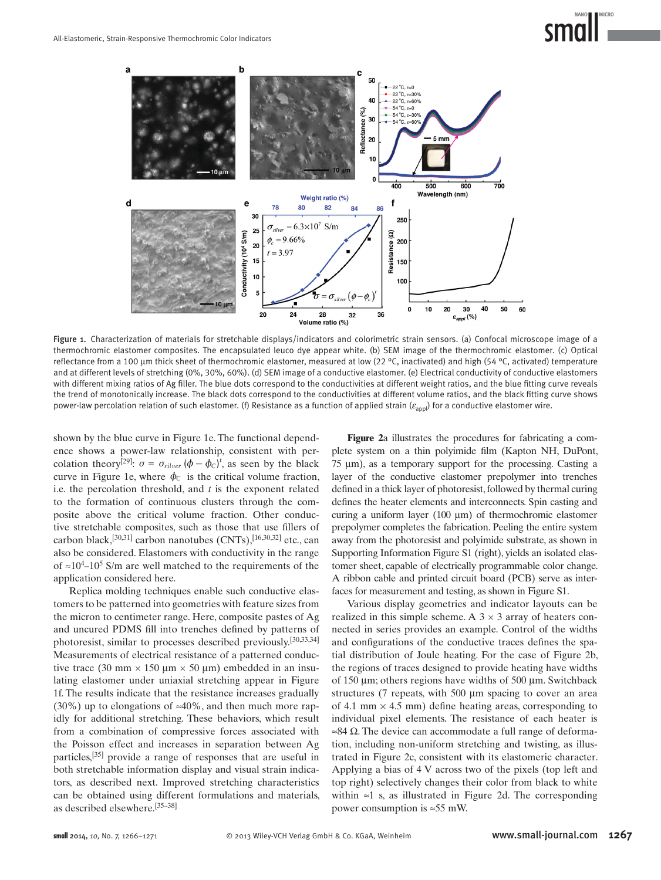Figure 1. Characterization of materials for stretchable displays/indicators and colorimetric strain sensors. (a) Confocal microscope image of a thermochromic elastomer composites. The encapsulated leuco dye appear white. (b) SEM image of the thermochromic elastomer. (c) Optical reflectance from a 100 µm thick sheet of thermochromic elastomer, measured at low (22 °C, inactivated) and high (54 °C, activated) temperature and at different levels of stretching (0%, 30%, 60%). (d) SEM image of a conductive elastomer. (e) Electrical conductivity of conductive elastomers with different mixing ratios of Ag filler. The blue dots correspond to the conductivities at different weight ratios, and the blue fitting curve reveals the trend of monotonically increase. The black dots correspond to the conductivities at different volume ratios, and the black fitting curve shows power-law percolation relation of such elastomer. (f) Resistance as a function of applied strain ($\varepsilon_{appl}$) for a conductive elastomer wire.

shown by the blue curve in Figure 1e. The functional dependence shows a power-law relationship, consistent with percolation theory[29]: $\sigma = \sigma_{silver}\,(\phi - \phi_C)^t$, as seen by the black curve in Figure 1e, where $\phi_C$ is the critical volume fraction, i.e. the percolation threshold, and $t$ is the exponent related to the formation of continuous clusters through the composite above the critical volume fraction. Other conductive stretchable composites, such as those that use fillers of carbon black,[30,31] carbon nanotubes (CNTs),[16,30,32] etc., can also be considered. Elastomers with conductivity in the range of $\approx 10^4$–$10^5$ S/m are well matched to the requirements of the application considered here.

Replica molding techniques enable such conductive elastomers to be patterned into geometries with feature sizes from the micron to centimeter range. Here, composite pastes of Ag and uncured PDMS fill into trenches defined by patterns of photoresist, similar to processes described previously.[30,33,34] Measurements of electrical resistance of a patterned conductive trace (30 mm × 150 µm × 50 µm) embedded in an insulating elastomer under uniaxial stretching appear in Figure 1f. The results indicate that the resistance increases gradually (30%) up to elongations of ≈40%, and then much more rapidly for additional stretching. These behaviors, which result from a combination of compressive forces associated with the Poisson effect and increases in separation between Ag particles,[35] provide a range of responses that are useful in both stretchable information display and visual strain indicators, as described next. Improved stretching characteristics can be obtained using different formulations and materials, as described elsewhere.[35–38]

**Figure 2**a illustrates the procedures for fabricating a complete system on a thin polyimide film (Kapton NH, DuPont, 75 µm), as a temporary support for the processing. Casting a layer of the conductive elastomer prepolymer into trenches defined in a thick layer of photoresist, followed by thermal curing defines the heater elements and interconnects. Spin casting and curing a uniform layer (100 µm) of thermochromic elastomer prepolymer completes the fabrication. Peeling the entire system away from the photoresist and polyimide substrate, as shown in Supporting Information Figure S1 (right), yields an isolated elastomer sheet, capable of electrically programmable color change. A ribbon cable and printed circuit board (PCB) serve as interfaces for measurement and testing, as shown in Figure S1.

Various display geometries and indicator layouts can be realized in this simple scheme. A 3 × 3 array of heaters connected in series provides an example. Control of the widths and configurations of the conductive traces defines the spatial distribution of Joule heating. For the case of Figure 2b, the regions of traces designed to provide heating have widths of 150 µm; others regions have widths of 500 µm. Switchback structures (7 repeats, with 500 µm spacing to cover an area of 4.1 mm × 4.5 mm) define heating areas, corresponding to individual pixel elements. The resistance of each heater is ≈84 Ω. The device can accommodate a full range of deformation, including non-uniform stretching and twisting, as illustrated in Figure 2c, consistent with its elastomeric character. Applying a bias of 4 V across two of the pixels (top left and top right) selectively changes their color from black to white within ≈1 s, as illustrated in Figure 2d. The corresponding power consumption is ≈55 mW.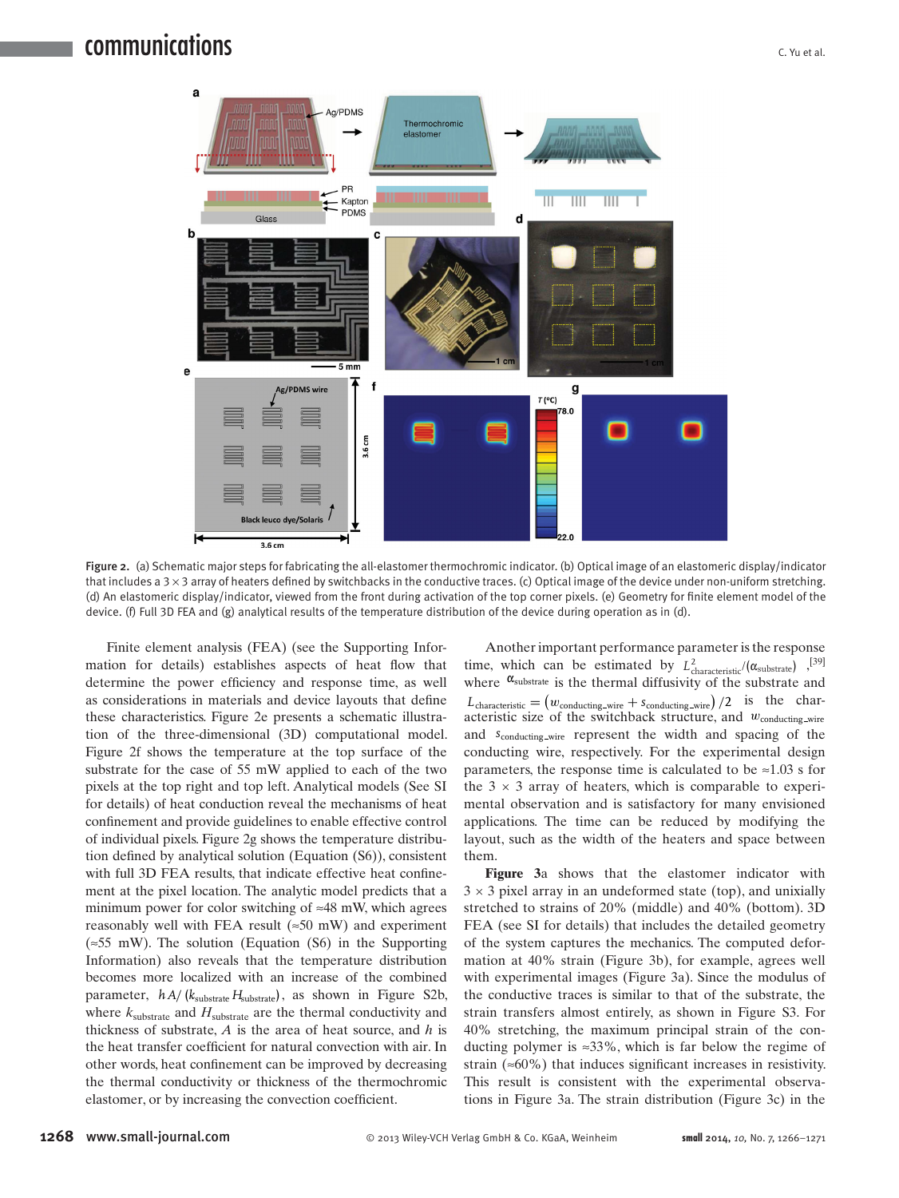Figure 2. (a) Schematic major steps for fabricating the all-elastomer thermochromic indicator. (b) Optical image of an elastomeric display/indicator that includes a 3 × 3 array of heaters defined by switchbacks in the conductive traces. (c) Optical image of the device under non-uniform stretching. (d) An elastomeric display/indicator, viewed from the front during activation of the top corner pixels. (e) Geometry for finite element model of the device. (f) Full 3D FEA and (g) analytical results of the temperature distribution of the device during operation as in (d).

Finite element analysis (FEA) (see the Supporting Information for details) establishes aspects of heat flow that determine the power efficiency and response time, as well as considerations in materials and device layouts that define these characteristics. Figure 2e presents a schematic illustration of the three-dimensional (3D) computational model. Figure 2f shows the temperature at the top surface of the substrate for the case of 55 mW applied to each of the two pixels at the top right and top left. Analytical models (See SI for details) of heat conduction reveal the mechanisms of heat confinement and provide guidelines to enable effective control of individual pixels. Figure 2g shows the temperature distribution defined by analytical solution (Equation (S6)), consistent with full 3D FEA results, that indicate effective heat confinement at the pixel location. The analytic model predicts that a minimum power for color switching of ≈48 mW, which agrees reasonably well with FEA result (≈50 mW) and experiment (≈55 mW). The solution (Equation (S6) in the Supporting Information) also reveals that the temperature distribution becomes more localized with an increase of the combined parameter, $hA/(k_{substrate}H_{substrate})$, as shown in Figure S2b, where $k_{substrate}$ and $H_{substrate}$ are the thermal conductivity and thickness of substrate, $A$ is the area of heat source, and $h$ is the heat transfer coefficient for natural convection with air. In other words, heat confinement can be improved by decreasing the thermal conductivity or thickness of the thermochromic elastomer, or by increasing the convection coefficient.

Another important performance parameter is the response time, which can be estimated by $L^2_{characteristic}/(\alpha_{substrate})$,[39] where $\alpha_{substrate}$ is the thermal diffusivity of the substrate and $L_{characteristic} = (w_{conducting\_wire} + s_{conducting\_wire})/2$ is the characteristic size of the switchback structure, and $w_{conducting\_wire}$ and $s_{conducting\_wire}$ represent the width and spacing of the conducting wire, respectively. For the experimental design parameters, the response time is calculated to be ≈1.03 s for the 3 × 3 array of heaters, which is comparable to experimental observation and is satisfactory for many envisioned applications. The time can be reduced by modifying the layout, such as the width of the heaters and space between them.

**Figure** 3a shows that the elastomer indicator with 3 × 3 pixel array in an undeformed state (top), and unixially stretched to strains of 20% (middle) and 40% (bottom). 3D FEA (see SI for details) that includes the detailed geometry of the system captures the mechanics. The computed deformation at 40% strain (Figure 3b), for example, agrees well with experimental images (Figure 3a). Since the modulus of the conductive traces is similar to that of the substrate, the strain transfers almost entirely, as shown in Figure S3. For 40% stretching, the maximum principal strain of the conducting polymer is ≈33%, which is far below the regime of strain (≈60%) that induces significant increases in resistivity. This result is consistent with the experimental observations in Figure 3a. The strain distribution (Figure 3c) in the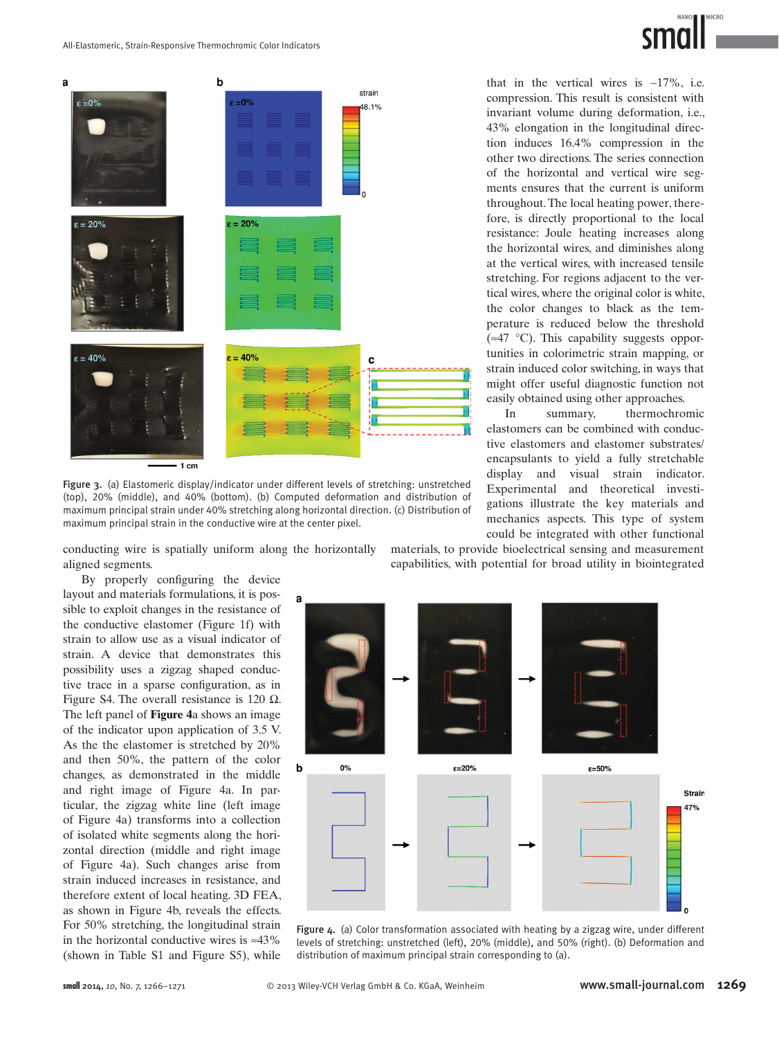Figure 3. (a) Elastomeric display/indicator under different levels of stretching: unstretched (top), 20% (middle), and 40% (bottom). (b) Computed deformation and distribution of maximum principal strain under 40% stretching along horizontal direction. (c) Distribution of maximum principal strain in the conductive wire at the center pixel.

conducting wire is spatially uniform along the horizontally aligned segments.

By properly configuring the device layout and materials formulations, it is possible to exploit changes in the resistance of the conductive elastomer (Figure 1f) with strain to allow use as a visual indicator of strain. A device that demonstrates this possibility uses a zigzag shaped conductive trace in a sparse configuration, as in Figure S4. The overall resistance is 120 Ω. The left panel of **Figure 4**a shows an image of the indicator upon application of 3.5 V. As the the elastomer is stretched by 20% and then 50%, the pattern of the color changes, as demonstrated in the middle and right image of Figure 4a. In particular, the zigzag white line (left image of Figure 4a) transforms into a collection of isolated white segments along the horizontal direction (middle and right image of Figure 4a). Such changes arise from strain induced increases in resistance, and therefore extent of local heating. 3D FEA, as shown in Figure 4b, reveals the effects. For 50% stretching, the longitudinal strain in the horizontal conductive wires is ≈43% (shown in Table S1 and Figure S5), while that in the vertical wires is –17%, i.e. compression. This result is consistent with invariant volume during deformation, i.e., 43% elongation in the longitudinal direction induces 16.4% compression in the other two directions. The series connection of the horizontal and vertical wire segments ensures that the current is uniform throughout. The local heating power, therefore, is directly proportional to the local resistance: Joule heating increases along the horizontal wires, and diminishes along at the vertical wires, with increased tensile stretching. For regions adjacent to the vertical wires, where the original color is white, the color changes to black as the temperature is reduced below the threshold (≈47 °C). This capability suggests opportunities in colorimetric strain mapping, or strain induced color switching, in ways that might offer useful diagnostic function not easily obtained using other approaches.

In summary, thermochromic elastomers can be combined with conductive elastomers and elastomer substrates/encapsulants to yield a fully stretchable display and visual strain indicator. Experimental and theoretical investigations illustrate the key materials and mechanics aspects. This type of system could be integrated with other functional materials, to provide bioelectrical sensing and measurement capabilities, with potential for broad utility in biointegrated

Figure 4. (a) Color transformation associated with heating by a zigzag wire, under different levels of stretching: unstretched (left), 20% (middle), and 50% (right). (b) Deformation and distribution of maximum principal strain corresponding to (a).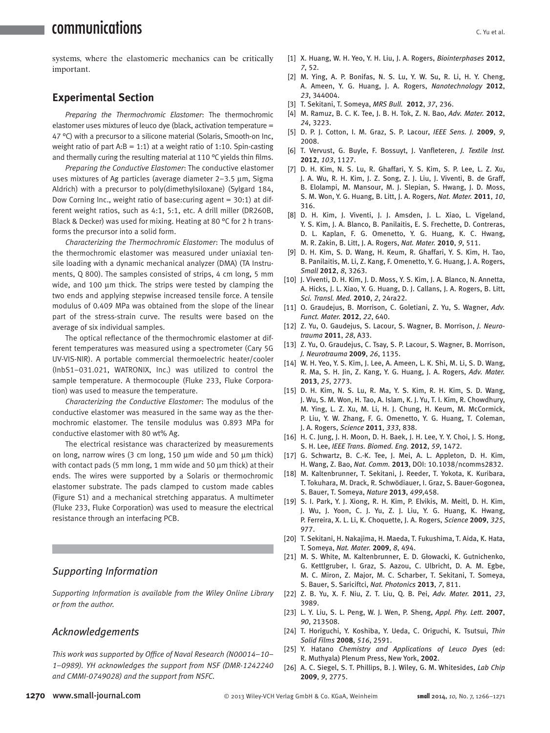systems, where the elastomeric mechanics can be critically important.

## Experimental Section

*Preparing the Thermochromic Elastomer*: The thermochromic elastomer uses mixtures of leuco dye (black, activation temperature = 47 °C) with a precursor to a silicone material (Solaris, Smooth-on Inc, weight ratio of part A:B = 1:1) at a weight ratio of 1:10. Spin-casting and thermally curing the resulting material at 110 °C yields thin films.

*Preparing the Conductive Elastomer*: The conductive elastomer uses mixtures of Ag particles (average diameter 2–3.5 µm, Sigma Aldrich) with a precursor to poly(dimethylsiloxane) (Sylgard 184, Dow Corning Inc., weight ratio of base:curing agent = 30:1) at different weight ratios, such as 4:1, 5:1, etc. A drill miller (DR260B, Black & Decker) was used for mixing. Heating at 80 °C for 2 h transforms the precursor into a solid form.

*Characterizing the Thermochromic Elastomer*: The modulus of the thermochromic elastomer was measured under uniaxial tensile loading with a dynamic mechanical analyzer (DMA) (TA Instruments, Q 800). The samples consisted of strips, 4 cm long, 5 mm wide, and 100 µm thick. The strips were tested by clamping the two ends and applying stepwise increased tensile force. A tensile modulus of 0.409 MPa was obtained from the slope of the linear part of the stress-strain curve. The results were based on the average of six individual samples.

The optical reflectance of the thermochromic elastomer at different temperatures was measured using a spectrometer (Cary 5G UV-VIS-NIR). A portable commercial thermoelectric heater/cooler (InbS1–031.021, WATRONIX, Inc.) was utilized to control the sample temperature. A thermocouple (Fluke 233, Fluke Corporation) was used to measure the temperature.

*Characterizing the Conductive Elastomer*: The modulus of the conductive elastomer was measured in the same way as the thermochromic elastomer. The tensile modulus was 0.893 MPa for conductive elastomer with 80 wt% Ag.

The electrical resistance was characterized by measurements on long, narrow wires (3 cm long, 150 µm wide and 50 µm thick) with contact pads (5 mm long, 1 mm wide and 50 µm thick) at their ends. The wires were supported by a Solaris or thermochromic elastomer substrate. The pads clamped to custom made cables (Figure S1) and a mechanical stretching apparatus. A multimeter (Fluke 233, Fluke Corporation) was used to measure the electrical resistance through an interfacing PCB.

## Supporting Information

*Supporting Information is available from the Wiley Online Library or from the author.*

## Acknowledgements

*This work was supported by Office of Naval Research (N00014–10–1–0989). YH acknowledges the support from NSF (DMR-1242240 and CMMI-0749028) and the support from NSFC.*

[1] X. Huang, W. H. Yeo, Y. H. Liu, J. A. Rogers, *Biointerphases* **2012**, *7*, 52.
[2] M. Ying, A. P. Bonifas, N. S. Lu, Y. W. Su, R. Li, H. Y. Cheng, A. Ameen, Y. G. Huang, J. A. Rogers, *Nanotechnology* **2012**, *23*, 344004.
[3] T. Sekitani, T. Someya, *MRS Bull.* **2012**, *37*, 236.
[4] M. Ramuz, B. C. K. Tee, J. B. H. Tok, Z. N. Bao, *Adv. Mater.* **2012**, *24*, 3223.
[5] D. P. J. Cotton, I. M. Graz, S. P. Lacour, *IEEE Sens. J.* **2009**, *9*, 2008.
[6] T. Vervust, G. Buyle, F. Bossuyt, J. Vanfleteren, *J. Textile Inst.* **2012**, *103*, 1127.
[7] D. H. Kim, N. S. Lu, R. Ghaffari, Y. S. Kim, S. P. Lee, L. Z. Xu, J. A. Wu, R. H. Kim, J. Z. Song, Z. J. Liu, J. Viventi, B. de Graff, B. Elolampi, M. Mansour, M. J. Slepian, S. Hwang, J. D. Moss, S. M. Won, Y. G. Huang, B. Litt, J. A. Rogers, *Nat. Mater.* **2011**, *10*, 316.
[8] D. H. Kim, J. Viventi, J. J. Amsden, J. L. Xiao, L. Vigeland, Y. S. Kim, J. A. Blanco, B. Panilaitis, E. S. Frechette, D. Contreras, D. L. Kaplan, F. G. Omenetto, Y. G. Huang, K. C. Hwang, M. R. Zakin, B. Litt, J. A. Rogers, *Nat. Mater.* **2010**, *9*, 511.
[9] D. H. Kim, S. D. Wang, H. Keum, R. Ghaffari, Y. S. Kim, H. Tao, B. Panilaitis, M. Li, Z. Kang, F. Omenetto, Y. G. Huang, J. A. Rogers, *Small* **2012**, *8*, 3263.
[10] J. Viventi, D. H. Kim, J. D. Moss, Y. S. Kim, J. A. Blanco, N. Annetta, A. Hicks, J. L. Xiao, Y. G. Huang, D. J. Callans, J. A. Rogers, B. Litt, *Sci. Transl. Med.* **2010**, *2*, 24ra22.
[11] O. Graudejus, B. Morrison, C. Goletiani, Z. Yu, S. Wagner, *Adv. Funct. Mater.* **2012**, *22*, 640.
[12] Z. Yu, O. Gaudejus, S. Lacour, S. Wagner, B. Morrison, *J. Neurotrauma* **2011**, *28*, A33.
[13] Z. Yu, O. Graudejus, C. Tsay, S. P. Lacour, S. Wagner, B. Morrison, *J. Neurotrauma* **2009**, *26*, 1135.
[14] W. H. Yeo, Y. S. Kim, J. Lee, A. Ameen, L. K. Shi, M. Li, S. D. Wang, R. Ma, S. H. Jin, Z. Kang, Y. G. Huang, J. A. Rogers, *Adv. Mater.* **2013**, *25*, 2773.
[15] D. H. Kim, N. S. Lu, R. Ma, Y. S. Kim, R. H. Kim, S. D. Wang, J. Wu, S. M. Won, H. Tao, A. Islam, K. J. Yu, T. I. Kim, R. Chowdhury, M. Ying, L. Z. Xu, M. Li, H. J. Chung, H. Keum, M. McCormick, P. Liu, Y. W. Zhang, F. G. Omenetto, Y. G. Huang, T. Coleman, J. A. Rogers, *Science* **2011**, *333*, 838.
[16] H. C. Jung, J. H. Moon, D. H. Baek, J. H. Lee, Y. Y. Choi, J. S. Hong, S. H. Lee, *IEEE Trans. Biomed. Eng.* **2012**, *59*, 1472.
[17] G. Schwartz, B. C.-K. Tee, J. Mei, A. L. Appleton, D. H. Kim, H. Wang, Z. Bao, *Nat. Comm.* **2013**, DOI: 10.1038/ncomms2832.
[18] M. Kaltenbrunner, T. Sekitani, J. Reeder, T. Yokota, K. Kuribara, T. Tokuhara, M. Drack, R. Schwödiauer, I. Graz, S. Bauer-Gogonea, S. Bauer, T. Someya, *Nature* **2013**, *499*,458.
[19] S. I. Park, Y. J. Xiong, R. H. Kim, P. Elvikis, M. Meitl, D. H. Kim, J. Wu, J. Yoon, C. J. Yu, Z. J. Liu, Y. G. Huang, K. Hwang, P. Ferreira, X. L. Li, K. Choquette, J. A. Rogers, *Science* **2009**, *325*, 977.
[20] T. Sekitani, H. Nakajima, H. Maeda, T. Fukushima, T. Aida, K. Hata, T. Someya, *Nat. Mater.* **2009**, *8*, 494.
[21] M. S. White, M. Kaltenbrunner, E. D. Głowacki, K. Gutnichenko, G. Kettlgruber, I. Graz, S. Aazou, C. Ulbricht, D. A. M. Egbe, M. C. Miron, Z. Major, M. C. Scharber, T. Sekitani, T. Someya, S. Bauer, S. Sariciftci, *Nat. Photonics* **2013**, *7*, 811.
[22] Z. B. Yu, X. F. Niu, Z. T. Liu, Q. B. Pei, *Adv. Mater.* **2011**, *23*, 3989.
[23] L. Y. Liu, S. L. Peng, W. J. Wen, P. Sheng, *Appl. Phy. Lett.* **2007**, *90*, 213508.
[24] T. Horiguchi, Y. Koshiba, Y. Ueda, C. Origuchi, K. Tsutsui, *Thin Solid Films* **2008**, *516*, 2591.
[25] Y. Hatano *Chemistry and Applications of Leuco Dyes* (ed: R. Muthyala) Plenum Press, New York, **2002**.
[26] A. C. Siegel, S. T. Phillips, B. J. Wiley, G. M. Whitesides, *Lab Chip* **2009**, *9*, 2775.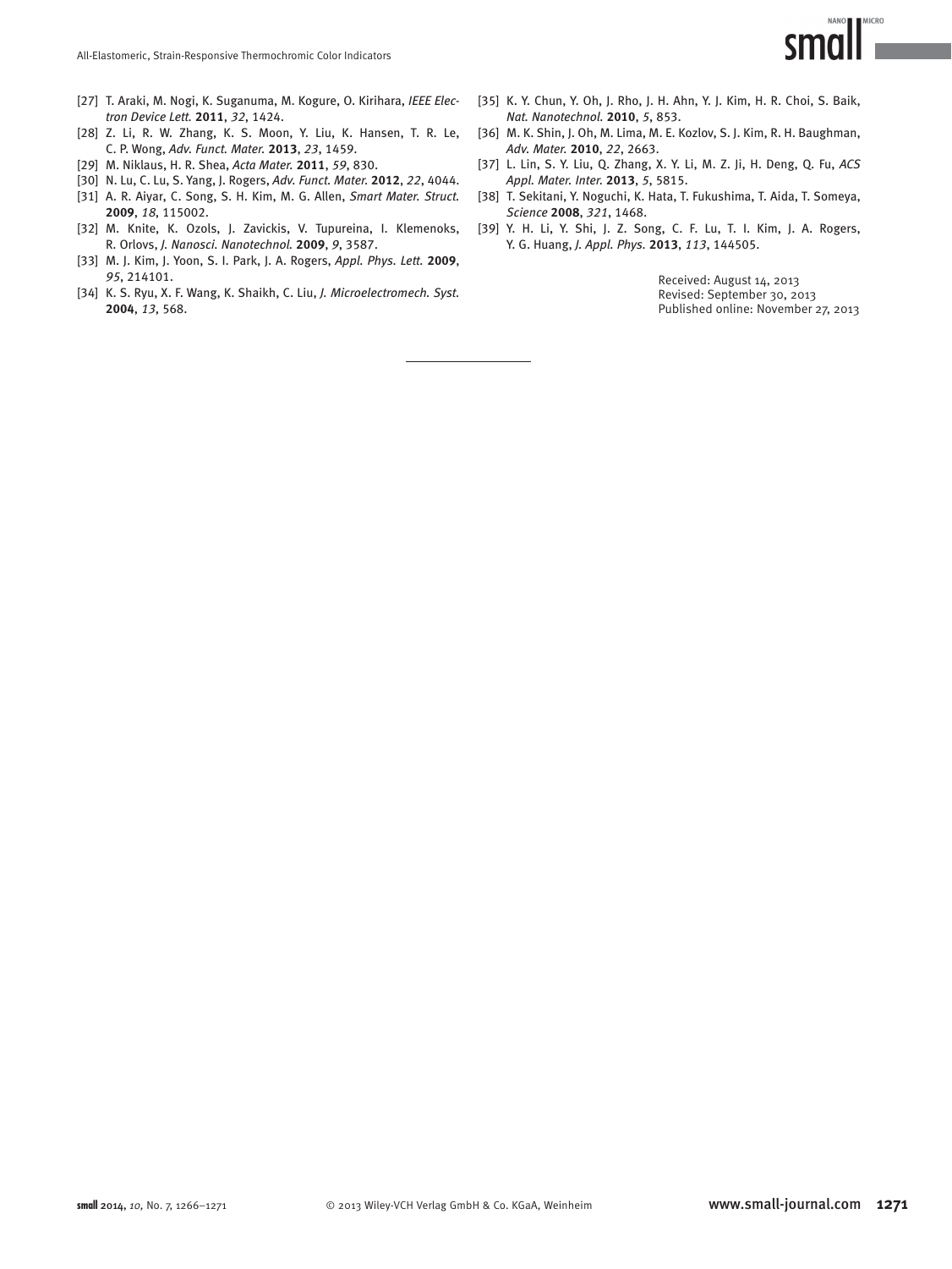[27] T. Araki, M. Nogi, K. Suganuma, M. Kogure, O. Kirihara, *IEEE Electron Device Lett.* **2011**, *32*, 1424.

[28] Z. Li, R. W. Zhang, K. S. Moon, Y. Liu, K. Hansen, T. R. Le, C. P. Wong, *Adv. Funct. Mater.* **2013**, *23*, 1459.

[29] M. Niklaus, H. R. Shea, *Acta Mater.* **2011**, *59*, 830.

[30] N. Lu, C. Lu, S. Yang, J. Rogers, *Adv. Funct. Mater.* **2012**, *22*, 4044.

[31] A. R. Aiyar, C. Song, S. H. Kim, M. G. Allen, *Smart Mater. Struct.* **2009**, *18*, 115002.

[32] M. Knite, K. Ozols, J. Zavickis, V. Tupureina, I. Klemenoks, R. Orlovs, *J. Nanosci. Nanotechnol.* **2009**, *9*, 3587.

[33] M. J. Kim, J. Yoon, S. I. Park, J. A. Rogers, *Appl. Phys. Lett.* **2009**, *95*, 214101.

[34] K. S. Ryu, X. F. Wang, K. Shaikh, C. Liu, *J. Microelectromech. Syst.* **2004**, *13*, 568.

[35] K. Y. Chun, Y. Oh, J. Rho, J. H. Ahn, Y. J. Kim, H. R. Choi, S. Baik, *Nat. Nanotechnol.* **2010**, *5*, 853.

[36] M. K. Shin, J. Oh, M. Lima, M. E. Kozlov, S. J. Kim, R. H. Baughman, *Adv. Mater.* **2010**, *22*, 2663.

[37] L. Lin, S. Y. Liu, Q. Zhang, X. Y. Li, M. Z. Ji, H. Deng, Q. Fu, *ACS Appl. Mater. Inter.* **2013**, *5*, 5815.

[38] T. Sekitani, Y. Noguchi, K. Hata, T. Fukushima, T. Aida, T. Someya, *Science* **2008**, *321*, 1468.

[39] Y. H. Li, Y. Shi, J. Z. Song, C. F. Lu, T. I. Kim, J. A. Rogers, Y. G. Huang, *J. Appl. Phys.* **2013**, *113*, 144505.

Received: August 14, 2013
Revised: September 30, 2013
Published online: November 27, 2013